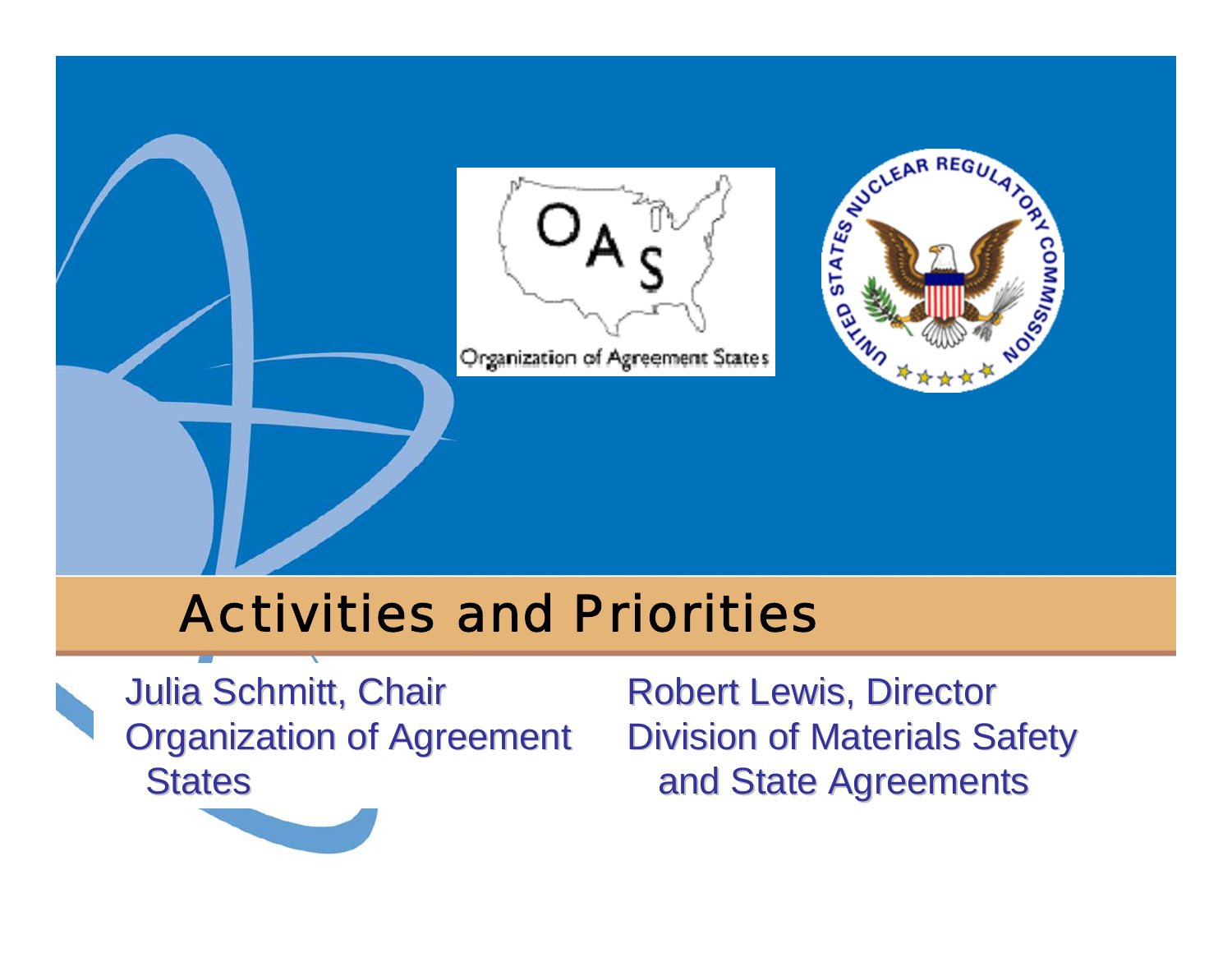# Activities and Priorities

Julia Schmitt, Chair
Organization of Agreement States

Robert Lewis, Director
Division of Materials Safety and State Agreements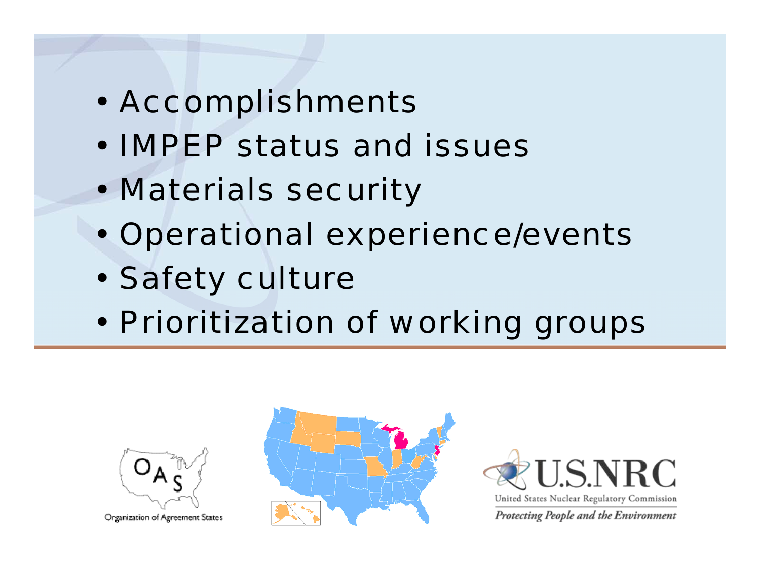- Accomplishments
- IMPEP status and issues
- Materials security
- Operational experience/events
- Safety culture
- Prioritization of working groups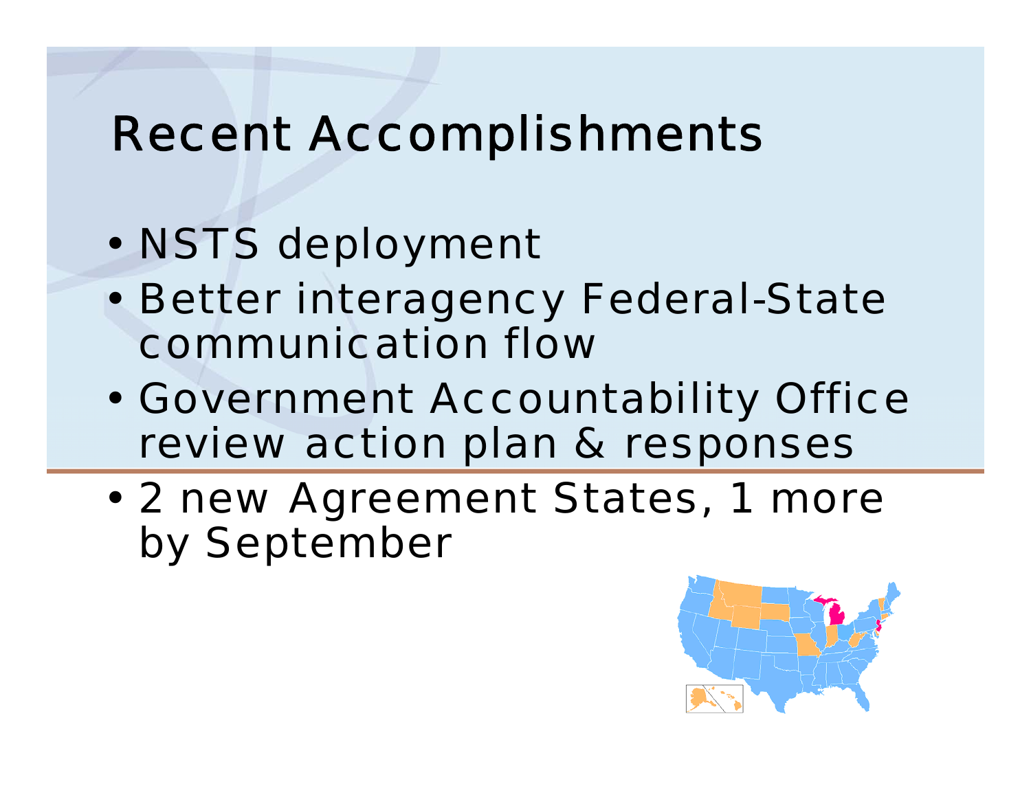# Recent Accomplishments

- NSTS deployment
- Better interagency Federal-State communication flow
- Government Accountability Office review action plan & responses
- 2 new Agreement States, 1 more by September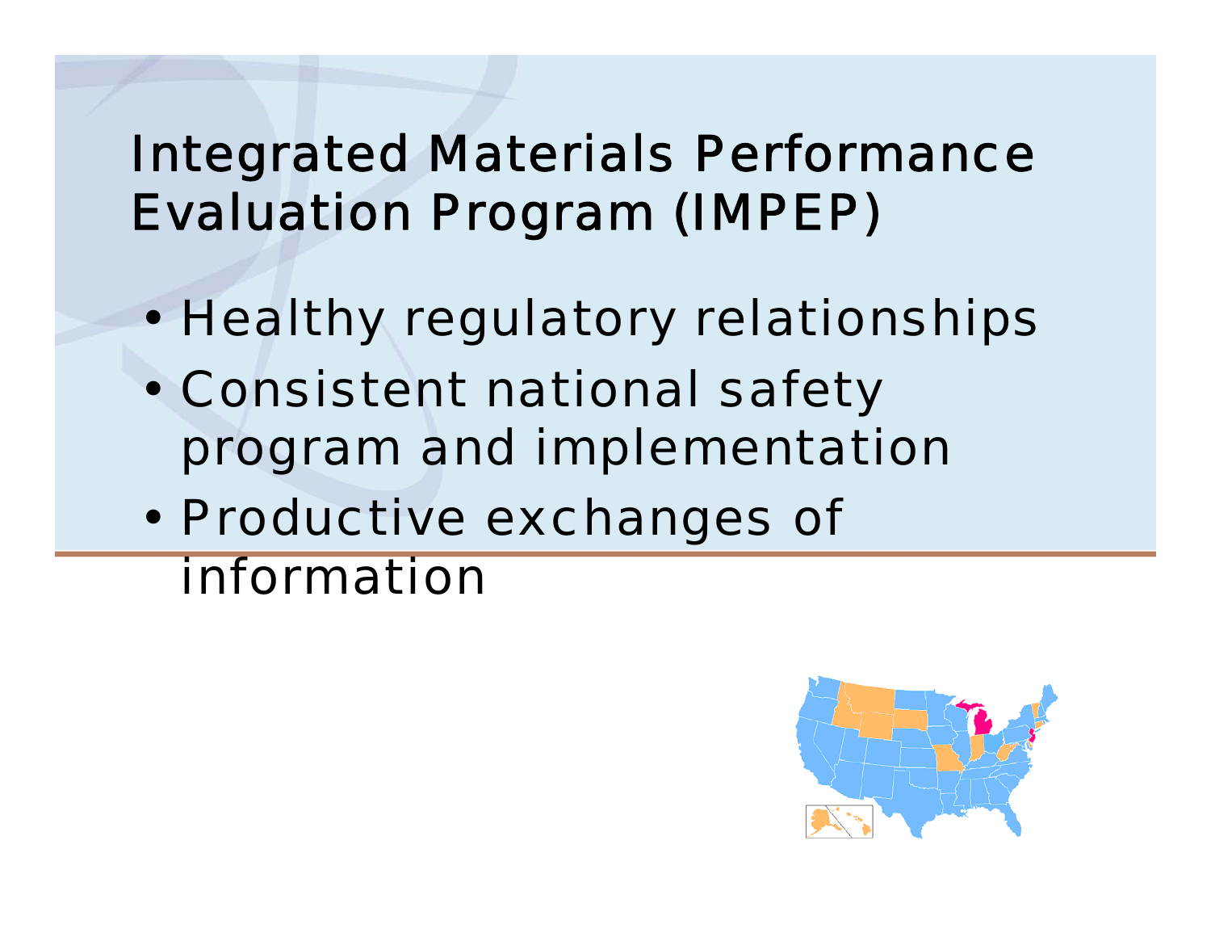# Integrated Materials Performance Evaluation Program (IMPEP)

- Healthy regulatory relationships
- Consistent national safety program and implementation
- Productive exchanges of information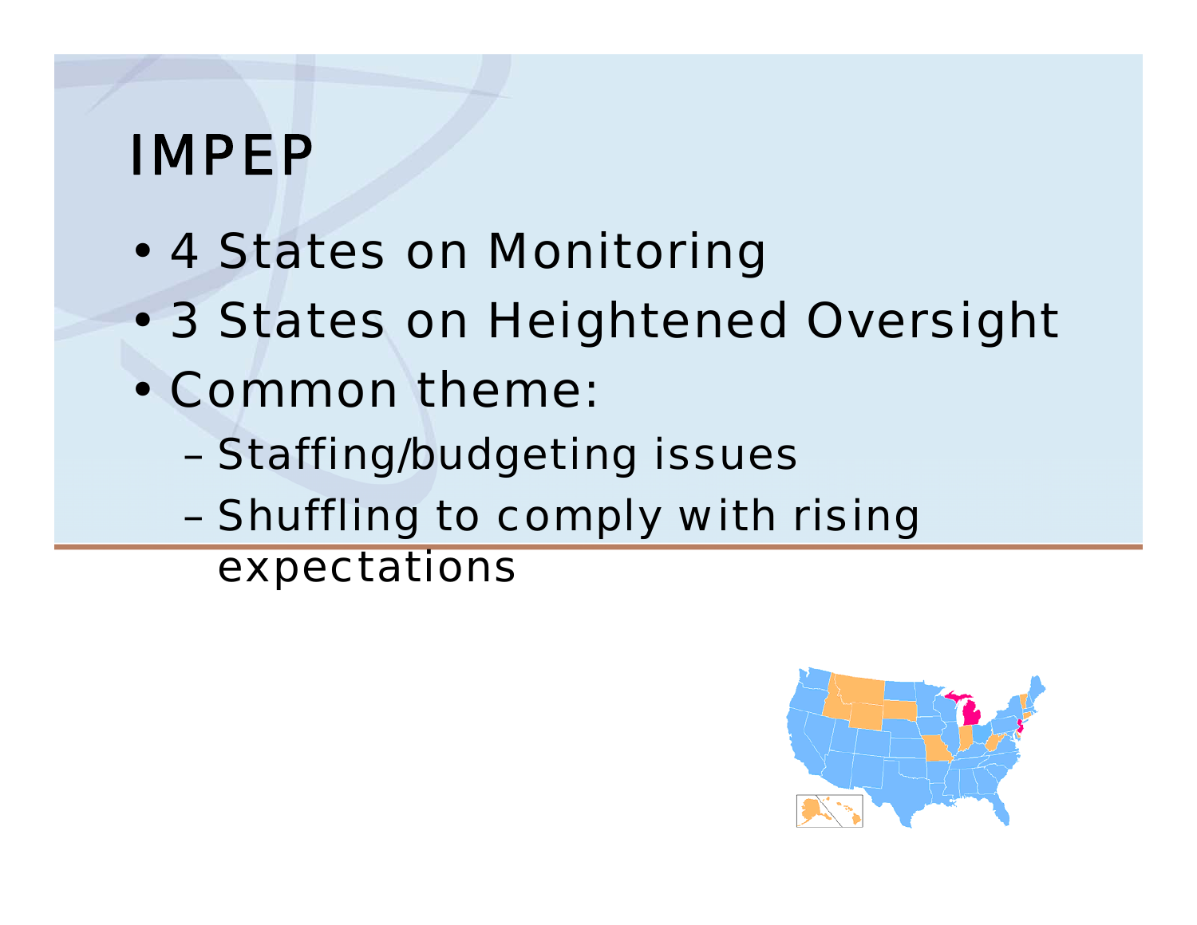# IMPEP

- 4 States on Monitoring
- 3 States on Heightened Oversight
- Common theme:
  - Staffing/budgeting issues
  - Shuffling to comply with rising expectations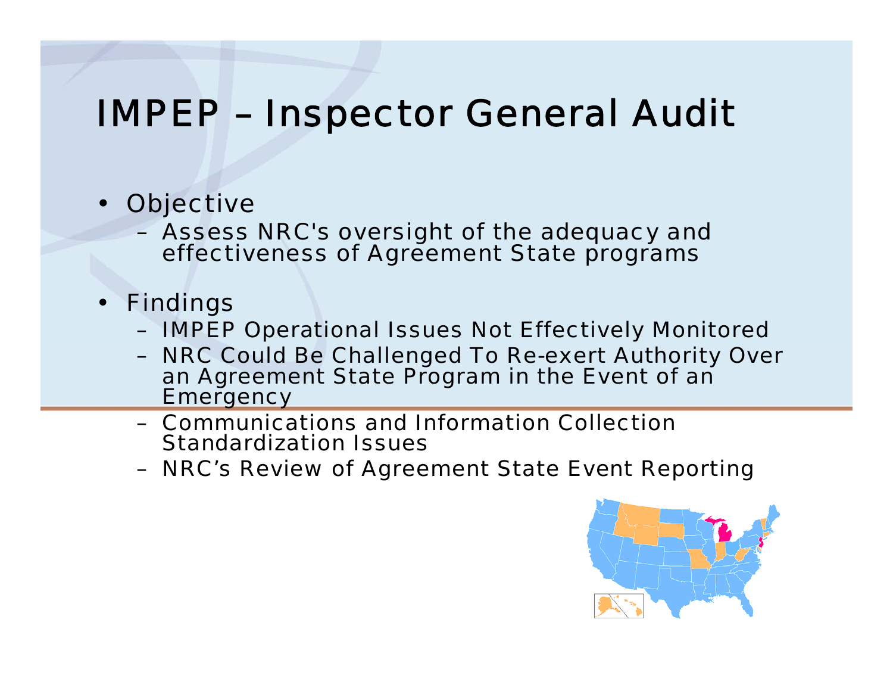# IMPEP – Inspector General Audit

- Objective
  - Assess NRC's oversight of the adequacy and effectiveness of Agreement State programs
- Findings
  - IMPEP Operational Issues Not Effectively Monitored
  - NRC Could Be Challenged To Re-exert Authority Over an Agreement State Program in the Event of an Emergency
  - Communications and Information Collection Standardization Issues
  - NRC's Review of Agreement State Event Reporting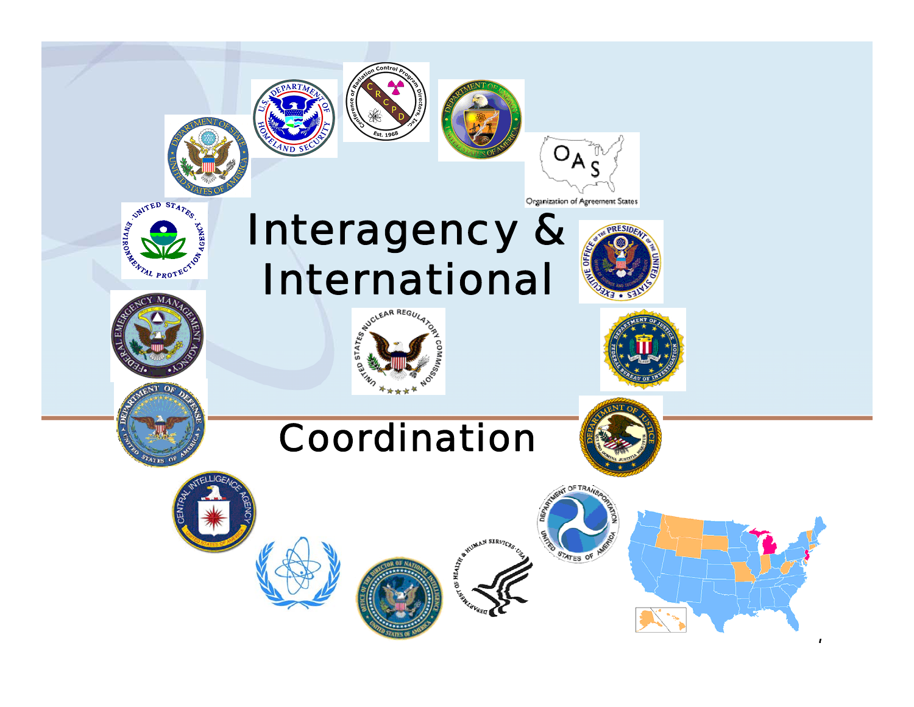# Interagency & International

# Coordination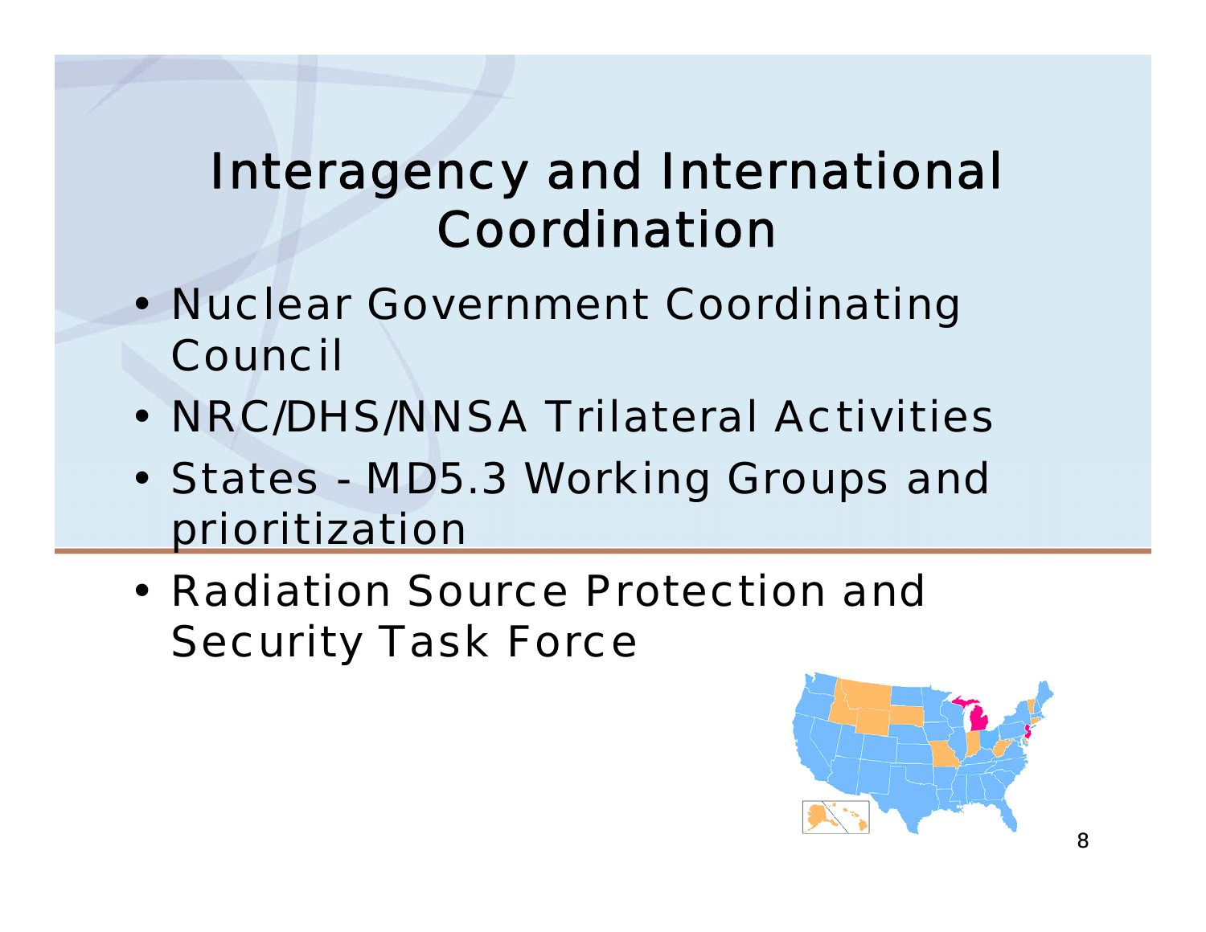# Interagency and International Coordination

- Nuclear Government Coordinating Council
- NRC/DHS/NNSA Trilateral Activities
- States - MD5.3 Working Groups and prioritization
- Radiation Source Protection and Security Task Force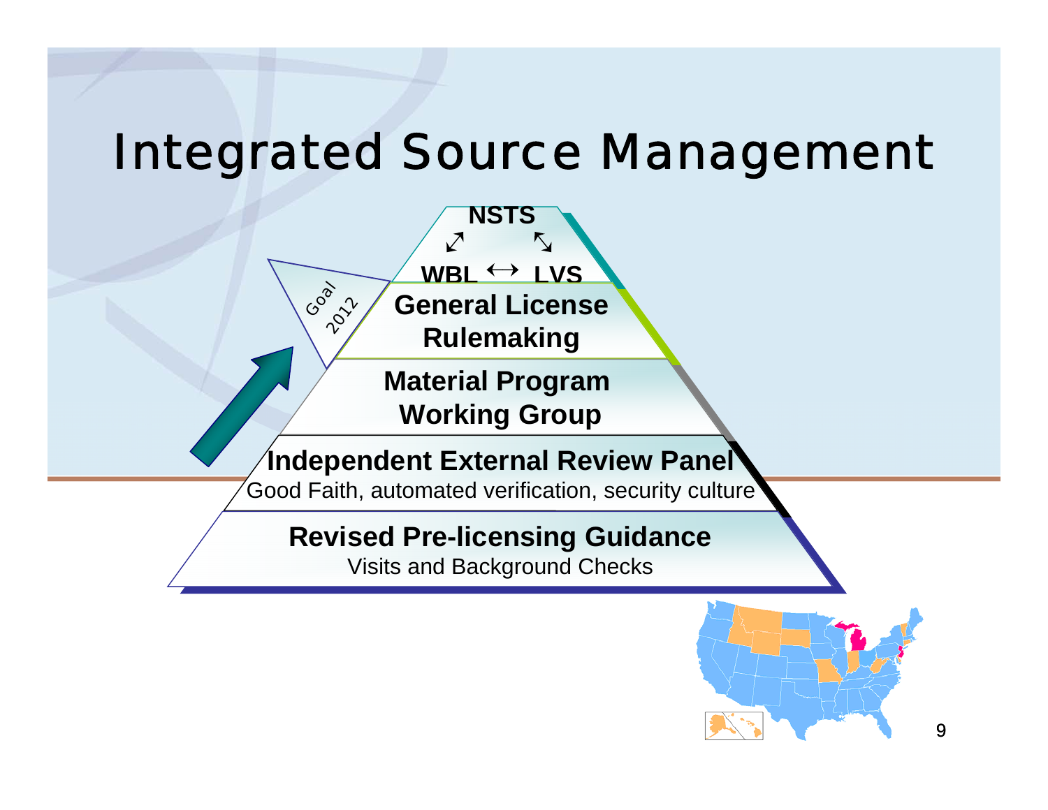# Integrated Source Management

NSTS

WBL ↔ LVS

Goal 2012

**General License Rulemaking**

**Material Program Working Group**

**Independent External Review Panel**
Good Faith, automated verification, security culture

**Revised Pre-licensing Guidance**
Visits and Background Checks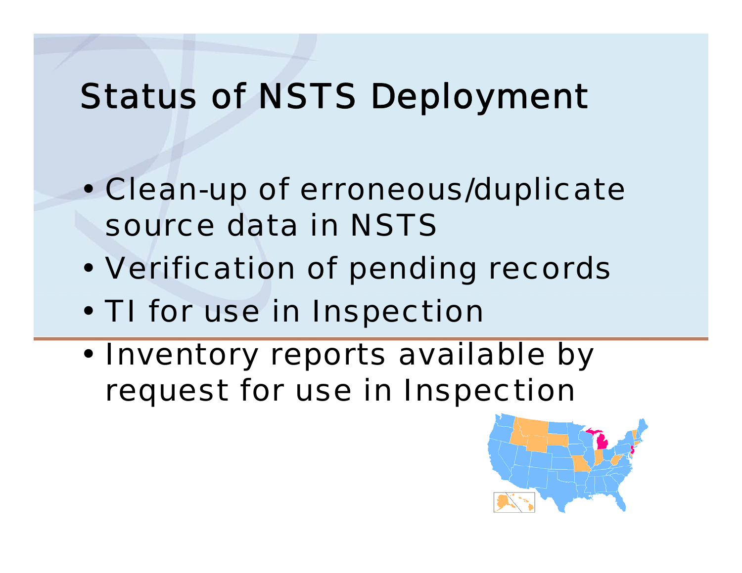# Status of NSTS Deployment

- Clean-up of erroneous/duplicate source data in NSTS
- Verification of pending records
- TI for use in Inspection
- Inventory reports available by request for use in Inspection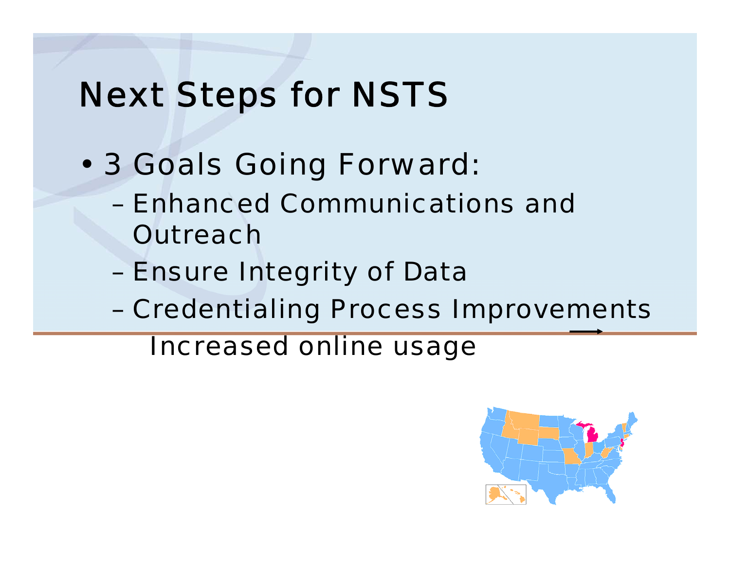# Next Steps for NSTS

- 3 Goals Going Forward:
  - Enhanced Communications and Outreach
  - Ensure Integrity of Data
  - Credentialing Process Improvements → Increased online usage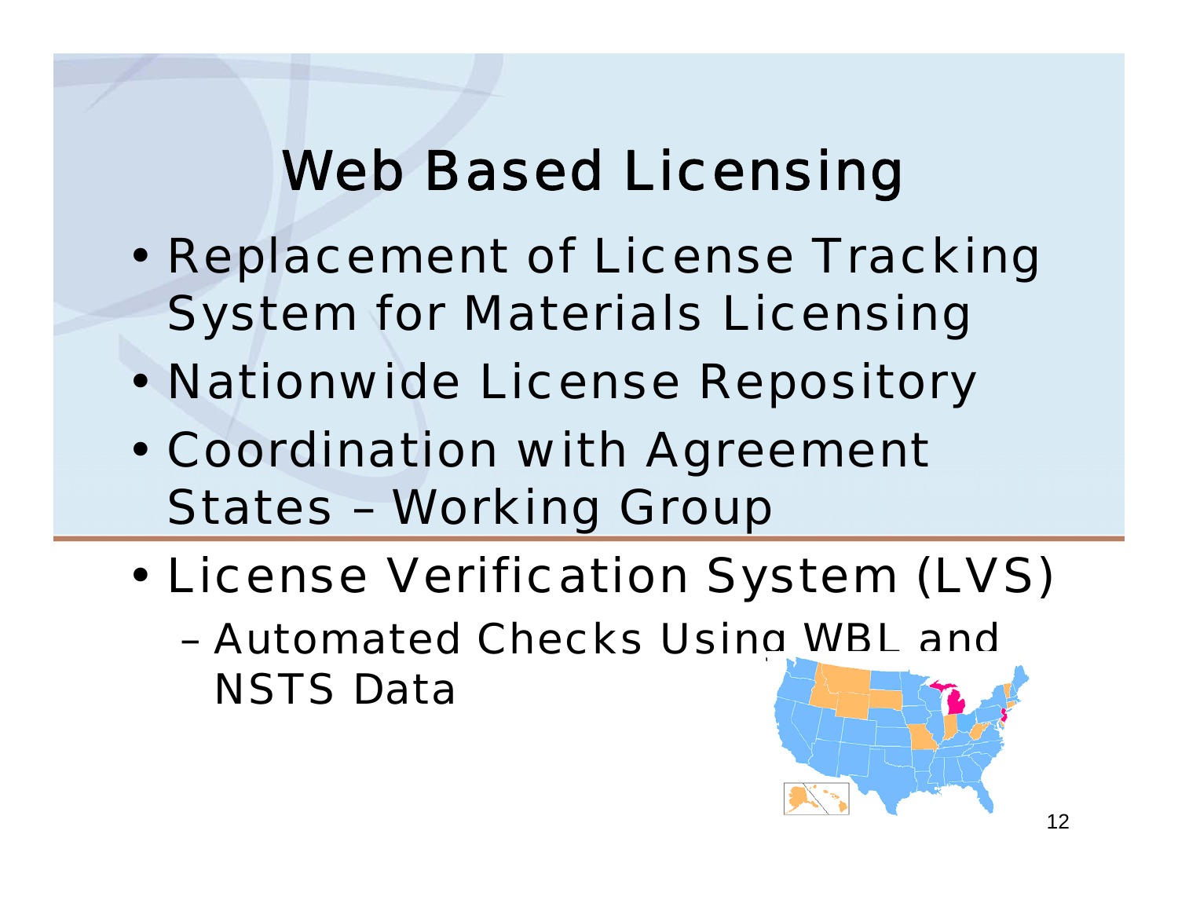# Web Based Licensing

- Replacement of License Tracking System for Materials Licensing
- Nationwide License Repository
- Coordination with Agreement States – Working Group
- License Verification System (LVS)
  - Automated Checks Using WBL and NSTS Data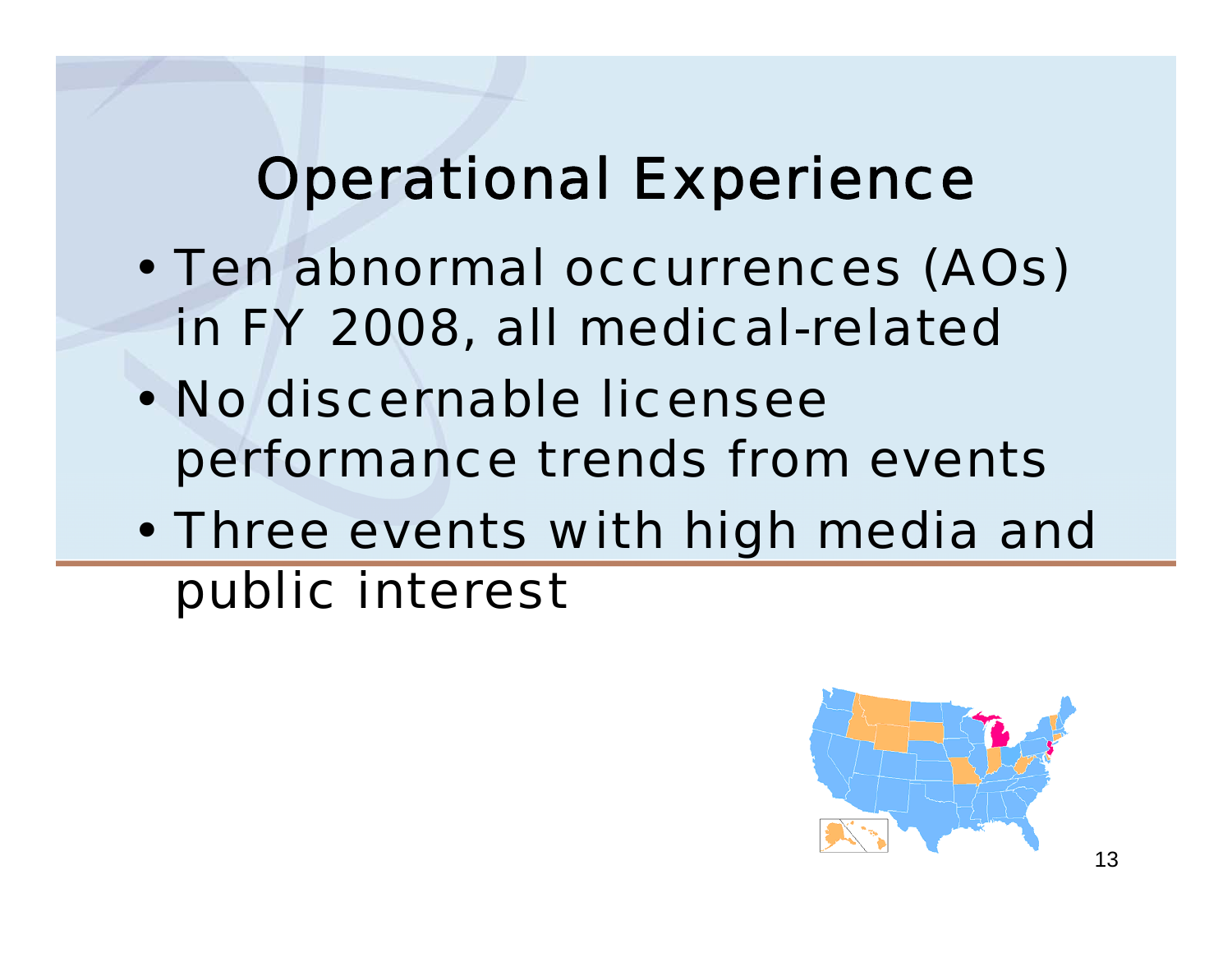# Operational Experience

- Ten abnormal occurrences (AOs) in FY 2008, all medical-related
- No discernable licensee performance trends from events
- Three events with high media and public interest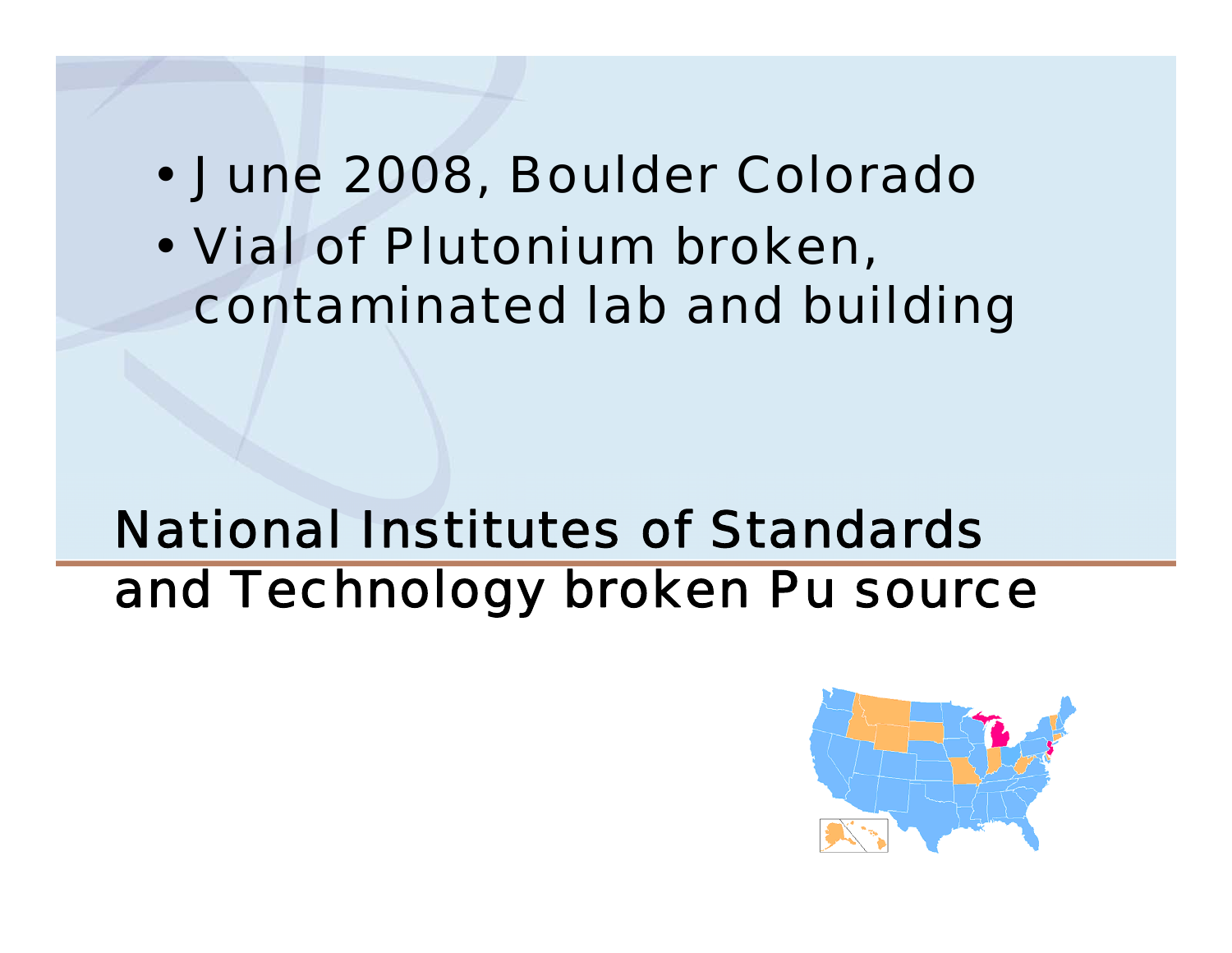- June 2008, Boulder Colorado
- Vial of Plutonium broken, contaminated lab and building

# National Institutes of Standards and Technology broken Pu source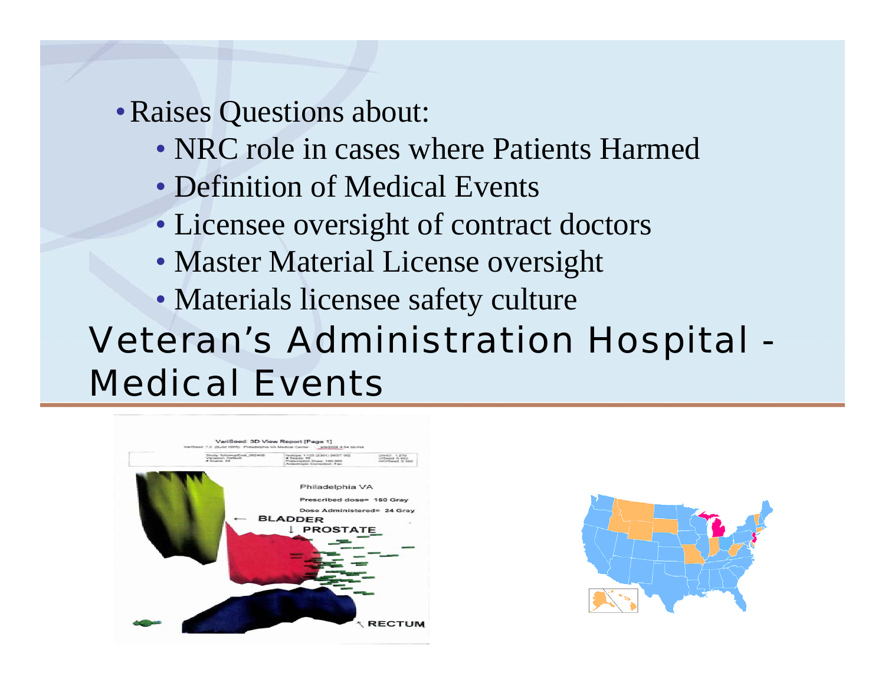# Veteran's Administration Hospital - Medical Events

- Raises Questions about:
  - NRC role in cases where Patients Harmed
  - Definition of Medical Events
  - Licensee oversight of contract doctors
  - Master Material License oversight
  - Materials licensee safety culture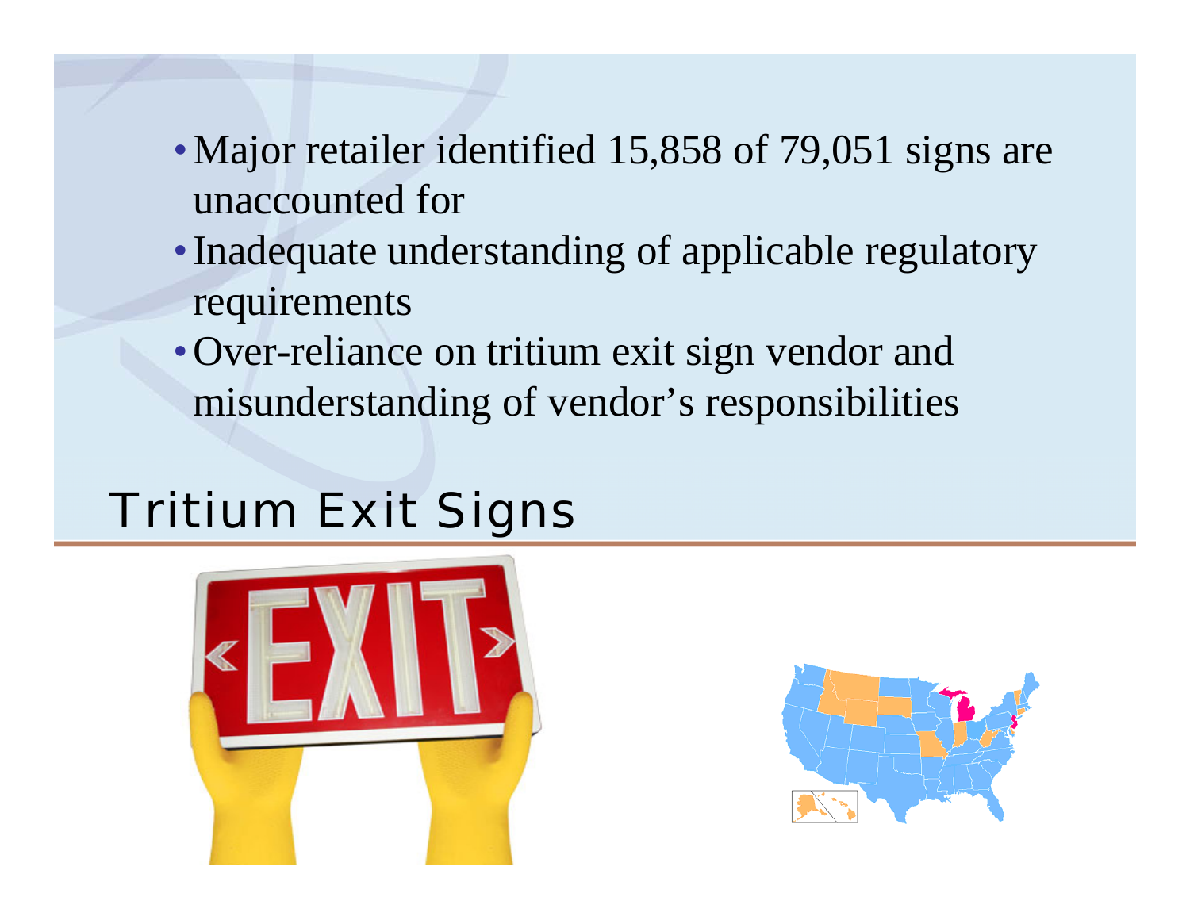- Major retailer identified 15,858 of 79,051 signs are unaccounted for
- Inadequate understanding of applicable regulatory requirements
- Over-reliance on tritium exit sign vendor and misunderstanding of vendor's responsibilities

# Tritium Exit Signs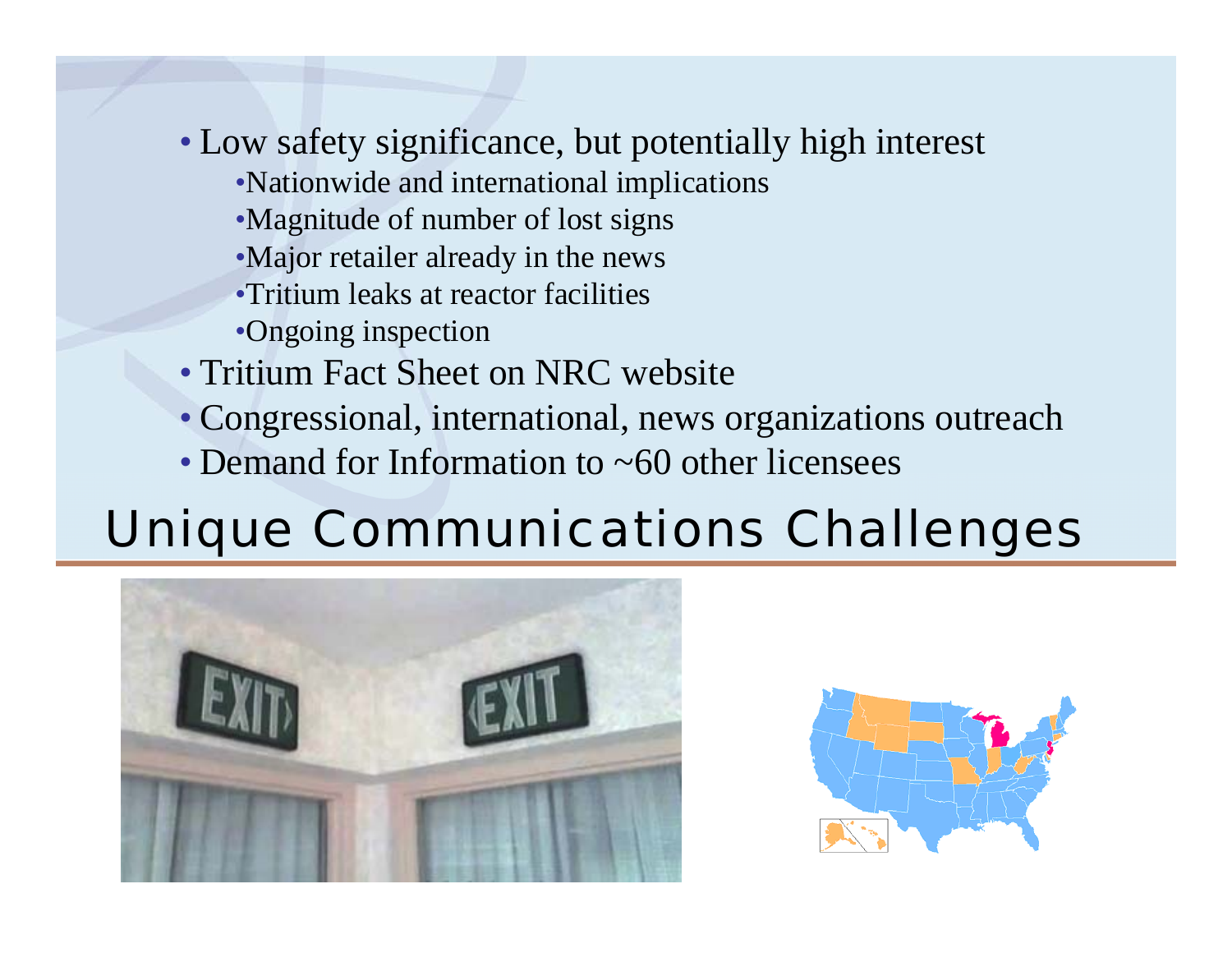- Low safety significance, but potentially high interest
  - Nationwide and international implications
  - Magnitude of number of lost signs
  - Major retailer already in the news
  - Tritium leaks at reactor facilities
  - Ongoing inspection
- Tritium Fact Sheet on NRC website
- Congressional, international, news organizations outreach
- Demand for Information to ~60 other licensees

# Unique Communications Challenges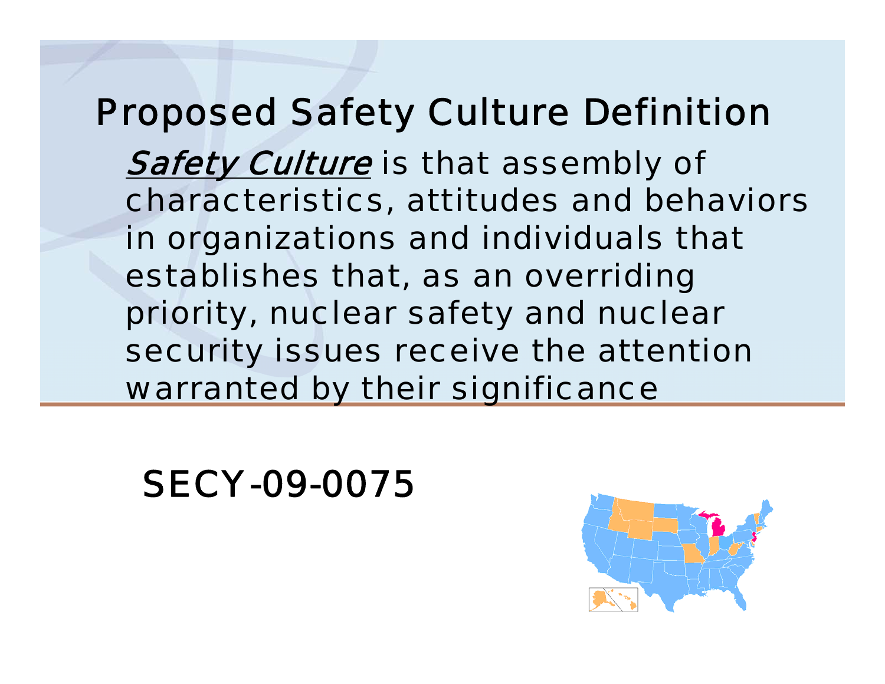# Proposed Safety Culture Definition

*Safety Culture* is that assembly of characteristics, attitudes and behaviors in organizations and individuals that establishes that, as an overriding priority, nuclear safety and nuclear security issues receive the attention warranted by their significance

SECY-09-0075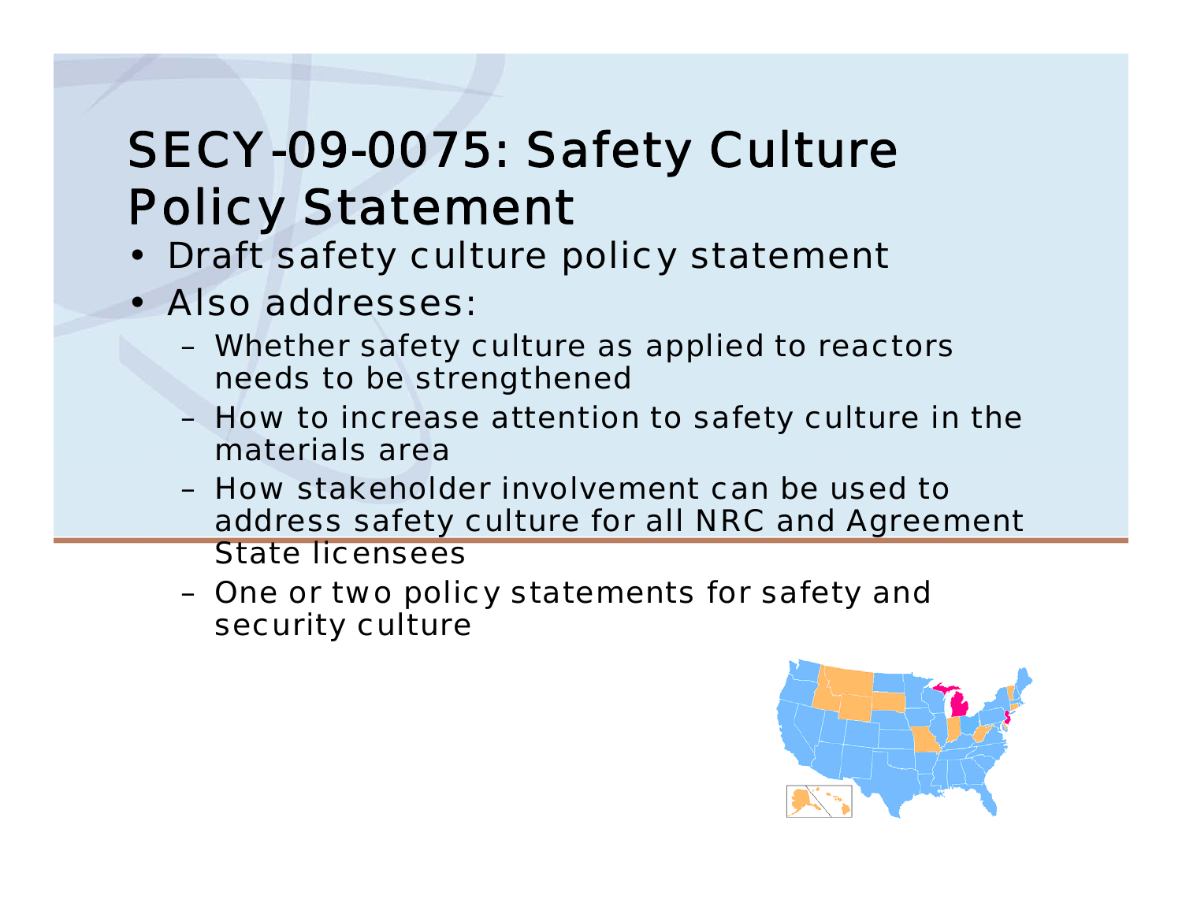# SECY-09-0075: Safety Culture Policy Statement

- Draft safety culture policy statement
- Also addresses:
  - Whether safety culture as applied to reactors needs to be strengthened
  - How to increase attention to safety culture in the materials area
  - How stakeholder involvement can be used to address safety culture for all NRC and Agreement State licensees
  - One or two policy statements for safety and security culture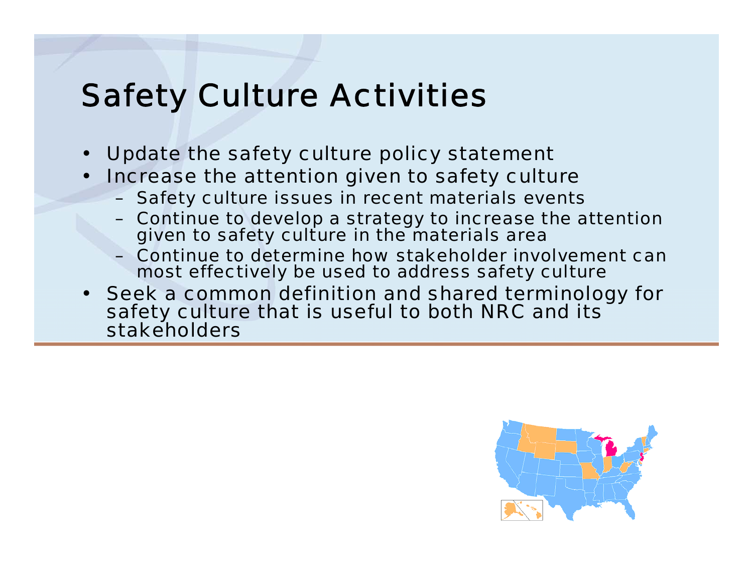# Safety Culture Activities

- Update the safety culture policy statement
- Increase the attention given to safety culture
  - Safety culture issues in recent materials events
  - Continue to develop a strategy to increase the attention given to safety culture in the materials area
  - Continue to determine how stakeholder involvement can most effectively be used to address safety culture
- Seek a common definition and shared terminology for safety culture that is useful to both NRC and its stakeholders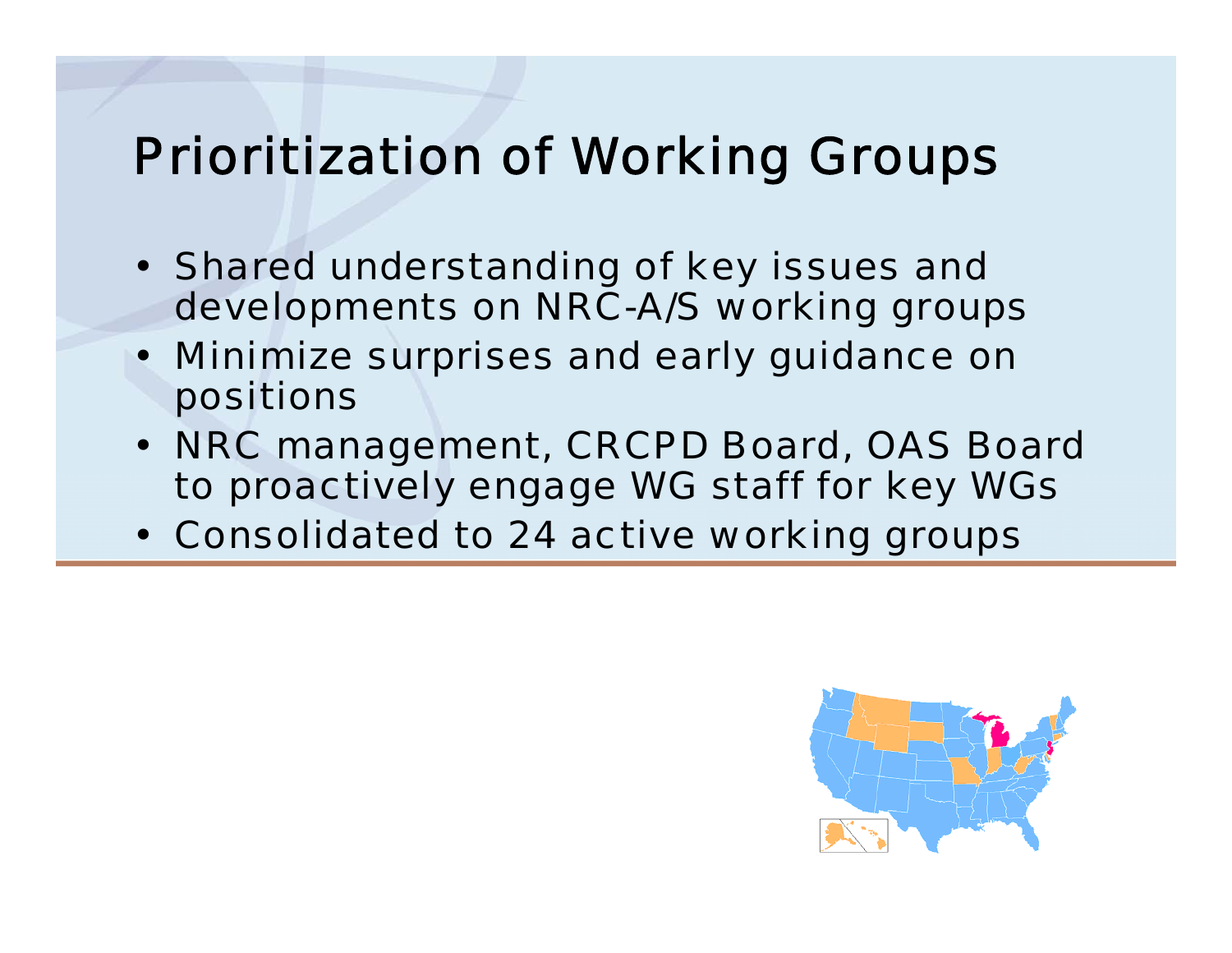# Prioritization of Working Groups

- Shared understanding of key issues and developments on NRC-A/S working groups
- Minimize surprises and early guidance on positions
- NRC management, CRCPD Board, OAS Board to proactively engage WG staff for key WGs
- Consolidated to 24 active working groups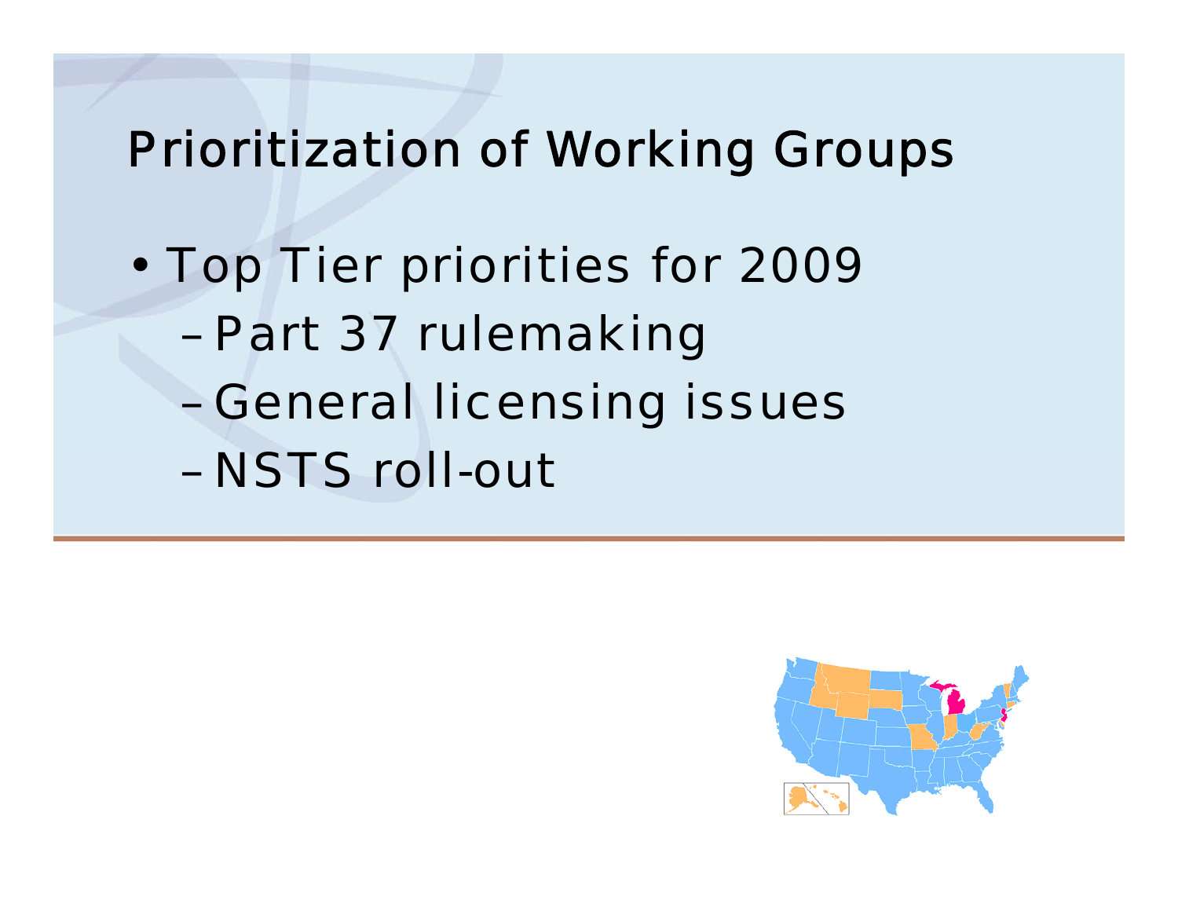# Prioritization of Working Groups

- Top Tier priorities for 2009
  - Part 37 rulemaking
  - General licensing issues
  - NSTS roll-out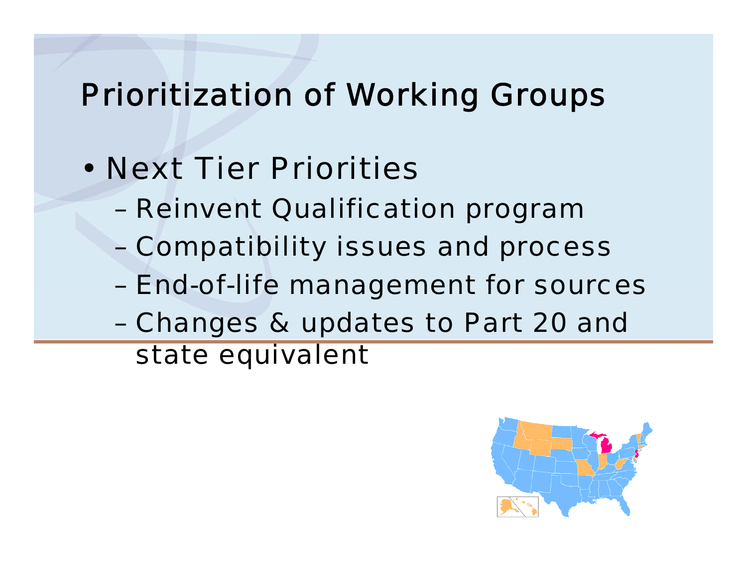# Prioritization of Working Groups

- Next Tier Priorities
  - Reinvent Qualification program
  - Compatibility issues and process
  - End-of-life management for sources
  - Changes & updates to Part 20 and state equivalent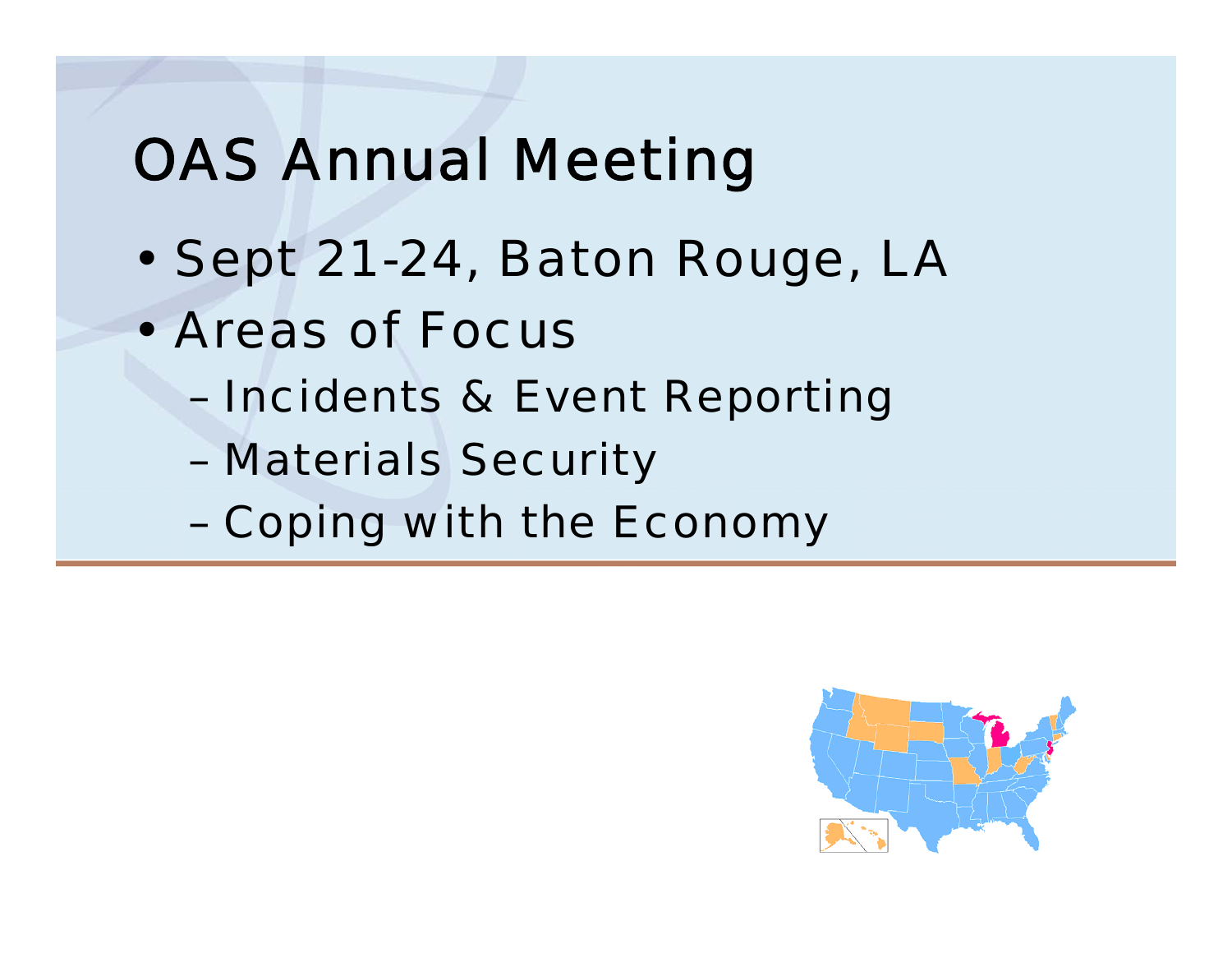# OAS Annual Meeting

- Sept 21-24, Baton Rouge, LA
- Areas of Focus
  - Incidents & Event Reporting
  - Materials Security
  - Coping with the Economy